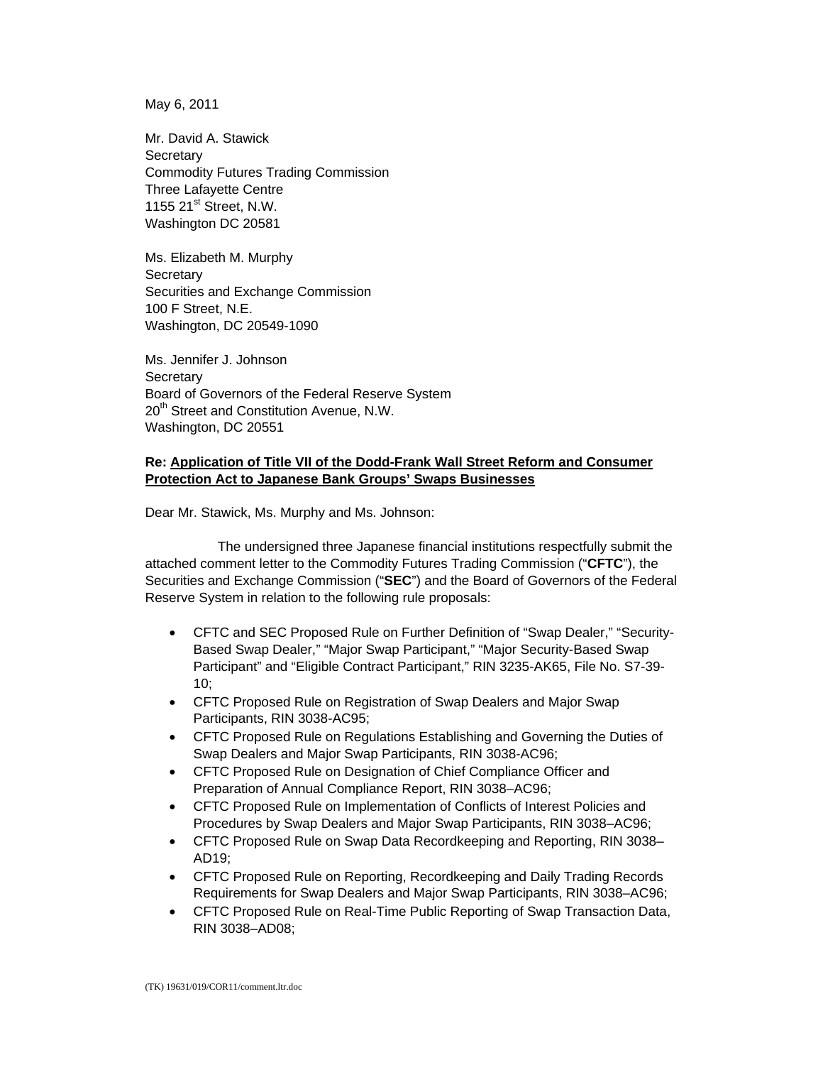May 6, 2011

Mr. David A. Stawick
Secretary
Commodity Futures Trading Commission
Three Lafayette Centre
1155 21st Street, N.W.
Washington DC 20581

Ms. Elizabeth M. Murphy
Secretary
Securities and Exchange Commission
100 F Street, N.E.
Washington, DC 20549-1090

Ms. Jennifer J. Johnson
Secretary
Board of Governors of the Federal Reserve System
20th Street and Constitution Avenue, N.W.
Washington, DC 20551

**Re: Application of Title VII of the Dodd-Frank Wall Street Reform and Consumer Protection Act to Japanese Bank Groups' Swaps Businesses**

Dear Mr. Stawick, Ms. Murphy and Ms. Johnson:

The undersigned three Japanese financial institutions respectfully submit the attached comment letter to the Commodity Futures Trading Commission ("**CFTC**"), the Securities and Exchange Commission ("**SEC**") and the Board of Governors of the Federal Reserve System in relation to the following rule proposals:

- CFTC and SEC Proposed Rule on Further Definition of "Swap Dealer," "Security-Based Swap Dealer," "Major Swap Participant," "Major Security-Based Swap Participant" and "Eligible Contract Participant," RIN 3235-AK65, File No. S7-39-10;
- CFTC Proposed Rule on Registration of Swap Dealers and Major Swap Participants, RIN 3038-AC95;
- CFTC Proposed Rule on Regulations Establishing and Governing the Duties of Swap Dealers and Major Swap Participants, RIN 3038-AC96;
- CFTC Proposed Rule on Designation of Chief Compliance Officer and Preparation of Annual Compliance Report, RIN 3038–AC96;
- CFTC Proposed Rule on Implementation of Conflicts of Interest Policies and Procedures by Swap Dealers and Major Swap Participants, RIN 3038–AC96;
- CFTC Proposed Rule on Swap Data Recordkeeping and Reporting, RIN 3038–AD19;
- CFTC Proposed Rule on Reporting, Recordkeeping and Daily Trading Records Requirements for Swap Dealers and Major Swap Participants, RIN 3038–AC96;
- CFTC Proposed Rule on Real-Time Public Reporting of Swap Transaction Data, RIN 3038–AD08;

(TK) 19631/019/COR11/comment.ltr.doc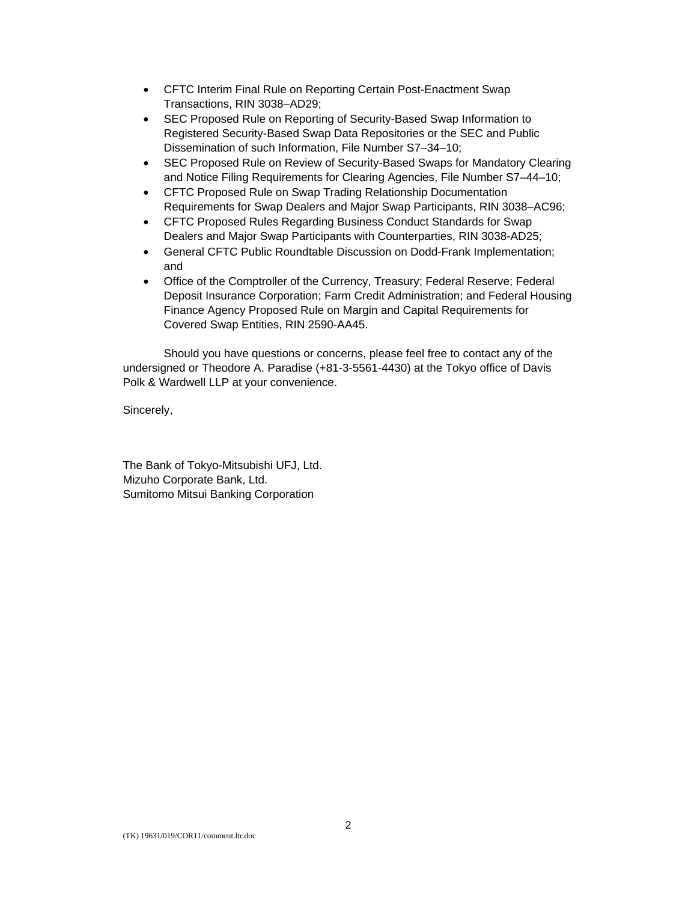- CFTC Interim Final Rule on Reporting Certain Post-Enactment Swap Transactions, RIN 3038–AD29;
- SEC Proposed Rule on Reporting of Security-Based Swap Information to Registered Security-Based Swap Data Repositories or the SEC and Public Dissemination of such Information, File Number S7–34–10;
- SEC Proposed Rule on Review of Security-Based Swaps for Mandatory Clearing and Notice Filing Requirements for Clearing Agencies, File Number S7–44–10;
- CFTC Proposed Rule on Swap Trading Relationship Documentation Requirements for Swap Dealers and Major Swap Participants, RIN 3038–AC96;
- CFTC Proposed Rules Regarding Business Conduct Standards for Swap Dealers and Major Swap Participants with Counterparties, RIN 3038-AD25;
- General CFTC Public Roundtable Discussion on Dodd-Frank Implementation; and
- Office of the Comptroller of the Currency, Treasury; Federal Reserve; Federal Deposit Insurance Corporation; Farm Credit Administration; and Federal Housing Finance Agency Proposed Rule on Margin and Capital Requirements for Covered Swap Entities, RIN 2590-AA45.

Should you have questions or concerns, please feel free to contact any of the undersigned or Theodore A. Paradise (+81-3-5561-4430) at the Tokyo office of Davis Polk & Wardwell LLP at your convenience.

Sincerely,

The Bank of Tokyo-Mitsubishi UFJ, Ltd.
Mizuho Corporate Bank, Ltd.
Sumitomo Mitsui Banking Corporation

(TK) 19631/019/COR11/comment.ltr.doc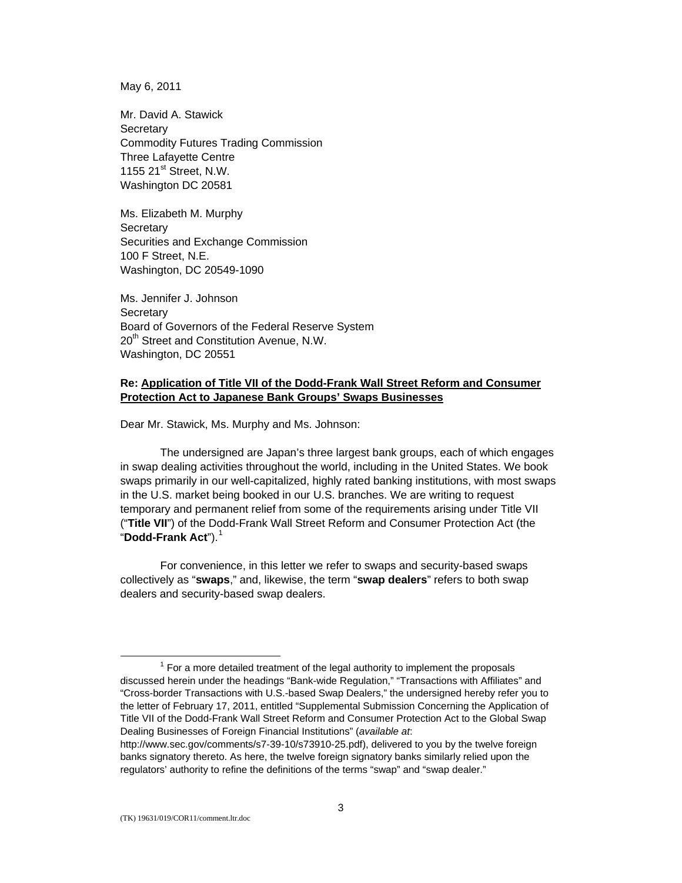May 6, 2011

Mr. David A. Stawick
Secretary
Commodity Futures Trading Commission
Three Lafayette Centre
1155 21st Street, N.W.
Washington DC 20581

Ms. Elizabeth M. Murphy
Secretary
Securities and Exchange Commission
100 F Street, N.E.
Washington, DC 20549-1090

Ms. Jennifer J. Johnson
Secretary
Board of Governors of the Federal Reserve System
20th Street and Constitution Avenue, N.W.
Washington, DC 20551

**Re: <u>Application of Title VII of the Dodd-Frank Wall Street Reform and Consumer Protection Act to Japanese Bank Groups' Swaps Businesses</u>**

Dear Mr. Stawick, Ms. Murphy and Ms. Johnson:

The undersigned are Japan's three largest bank groups, each of which engages in swap dealing activities throughout the world, including in the United States. We book swaps primarily in our well-capitalized, highly rated banking institutions, with most swaps in the U.S. market being booked in our U.S. branches. We are writing to request temporary and permanent relief from some of the requirements arising under Title VII ("**Title VII**") of the Dodd-Frank Wall Street Reform and Consumer Protection Act (the "**Dodd-Frank Act**").[1]

For convenience, in this letter we refer to swaps and security-based swaps collectively as "**swaps**," and, likewise, the term "**swap dealers**" refers to both swap dealers and security-based swap dealers.

[1] For a more detailed treatment of the legal authority to implement the proposals discussed herein under the headings "Bank-wide Regulation," "Transactions with Affiliates" and "Cross-border Transactions with U.S.-based Swap Dealers," the undersigned hereby refer you to the letter of February 17, 2011, entitled "Supplemental Submission Concerning the Application of Title VII of the Dodd-Frank Wall Street Reform and Consumer Protection Act to the Global Swap Dealing Businesses of Foreign Financial Institutions" (*available at*: http://www.sec.gov/comments/s7-39-10/s73910-25.pdf), delivered to you by the twelve foreign banks signatory thereto. As here, the twelve foreign signatory banks similarly relied upon the regulators' authority to refine the definitions of the terms "swap" and "swap dealer."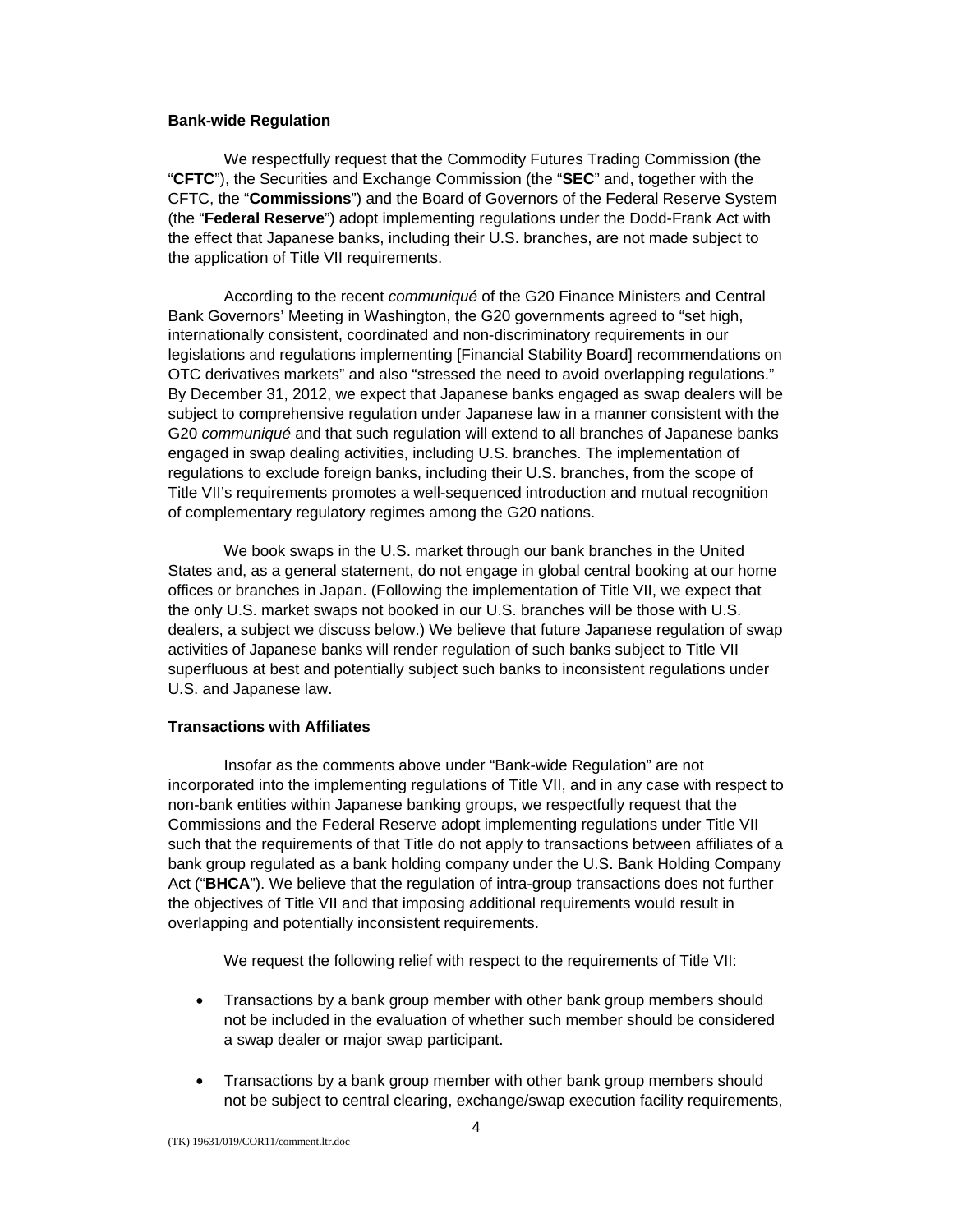**Bank-wide Regulation**

We respectfully request that the Commodity Futures Trading Commission (the "**CFTC**"), the Securities and Exchange Commission (the "**SEC**" and, together with the CFTC, the "**Commissions**") and the Board of Governors of the Federal Reserve System (the "**Federal Reserve**") adopt implementing regulations under the Dodd-Frank Act with the effect that Japanese banks, including their U.S. branches, are not made subject to the application of Title VII requirements.

According to the recent *communiqué* of the G20 Finance Ministers and Central Bank Governors' Meeting in Washington, the G20 governments agreed to "set high, internationally consistent, coordinated and non-discriminatory requirements in our legislations and regulations implementing [Financial Stability Board] recommendations on OTC derivatives markets" and also "stressed the need to avoid overlapping regulations." By December 31, 2012, we expect that Japanese banks engaged as swap dealers will be subject to comprehensive regulation under Japanese law in a manner consistent with the G20 *communiqué* and that such regulation will extend to all branches of Japanese banks engaged in swap dealing activities, including U.S. branches. The implementation of regulations to exclude foreign banks, including their U.S. branches, from the scope of Title VII's requirements promotes a well-sequenced introduction and mutual recognition of complementary regulatory regimes among the G20 nations.

We book swaps in the U.S. market through our bank branches in the United States and, as a general statement, do not engage in global central booking at our home offices or branches in Japan. (Following the implementation of Title VII, we expect that the only U.S. market swaps not booked in our U.S. branches will be those with U.S. dealers, a subject we discuss below.) We believe that future Japanese regulation of swap activities of Japanese banks will render regulation of such banks subject to Title VII superfluous at best and potentially subject such banks to inconsistent regulations under U.S. and Japanese law.

**Transactions with Affiliates**

Insofar as the comments above under "Bank-wide Regulation" are not incorporated into the implementing regulations of Title VII, and in any case with respect to non-bank entities within Japanese banking groups, we respectfully request that the Commissions and the Federal Reserve adopt implementing regulations under Title VII such that the requirements of that Title do not apply to transactions between affiliates of a bank group regulated as a bank holding company under the U.S. Bank Holding Company Act ("**BHCA**"). We believe that the regulation of intra-group transactions does not further the objectives of Title VII and that imposing additional requirements would result in overlapping and potentially inconsistent requirements.

We request the following relief with respect to the requirements of Title VII:

- Transactions by a bank group member with other bank group members should not be included in the evaluation of whether such member should be considered a swap dealer or major swap participant.

- Transactions by a bank group member with other bank group members should not be subject to central clearing, exchange/swap execution facility requirements,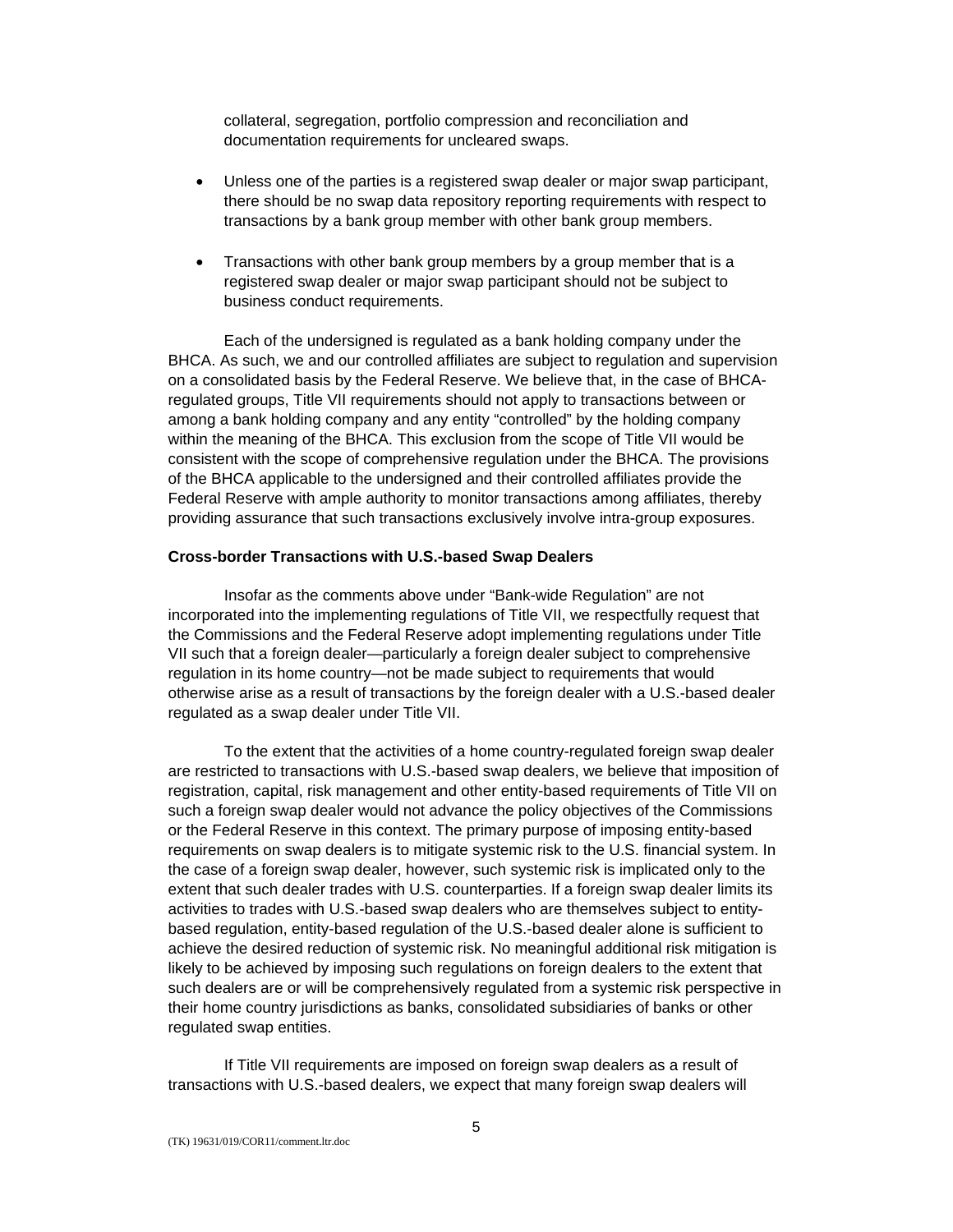collateral, segregation, portfolio compression and reconciliation and documentation requirements for uncleared swaps.

- Unless one of the parties is a registered swap dealer or major swap participant, there should be no swap data repository reporting requirements with respect to transactions by a bank group member with other bank group members.

- Transactions with other bank group members by a group member that is a registered swap dealer or major swap participant should not be subject to business conduct requirements.

Each of the undersigned is regulated as a bank holding company under the BHCA. As such, we and our controlled affiliates are subject to regulation and supervision on a consolidated basis by the Federal Reserve. We believe that, in the case of BHCA-regulated groups, Title VII requirements should not apply to transactions between or among a bank holding company and any entity "controlled" by the holding company within the meaning of the BHCA. This exclusion from the scope of Title VII would be consistent with the scope of comprehensive regulation under the BHCA. The provisions of the BHCA applicable to the undersigned and their controlled affiliates provide the Federal Reserve with ample authority to monitor transactions among affiliates, thereby providing assurance that such transactions exclusively involve intra-group exposures.

**Cross-border Transactions with U.S.-based Swap Dealers**

Insofar as the comments above under "Bank-wide Regulation" are not incorporated into the implementing regulations of Title VII, we respectfully request that the Commissions and the Federal Reserve adopt implementing regulations under Title VII such that a foreign dealer—particularly a foreign dealer subject to comprehensive regulation in its home country—not be made subject to requirements that would otherwise arise as a result of transactions by the foreign dealer with a U.S.-based dealer regulated as a swap dealer under Title VII.

To the extent that the activities of a home country-regulated foreign swap dealer are restricted to transactions with U.S.-based swap dealers, we believe that imposition of registration, capital, risk management and other entity-based requirements of Title VII on such a foreign swap dealer would not advance the policy objectives of the Commissions or the Federal Reserve in this context. The primary purpose of imposing entity-based requirements on swap dealers is to mitigate systemic risk to the U.S. financial system. In the case of a foreign swap dealer, however, such systemic risk is implicated only to the extent that such dealer trades with U.S. counterparties. If a foreign swap dealer limits its activities to trades with U.S.-based swap dealers who are themselves subject to entity-based regulation, entity-based regulation of the U.S.-based dealer alone is sufficient to achieve the desired reduction of systemic risk. No meaningful additional risk mitigation is likely to be achieved by imposing such regulations on foreign dealers to the extent that such dealers are or will be comprehensively regulated from a systemic risk perspective in their home country jurisdictions as banks, consolidated subsidiaries of banks or other regulated swap entities.

If Title VII requirements are imposed on foreign swap dealers as a result of transactions with U.S.-based dealers, we expect that many foreign swap dealers will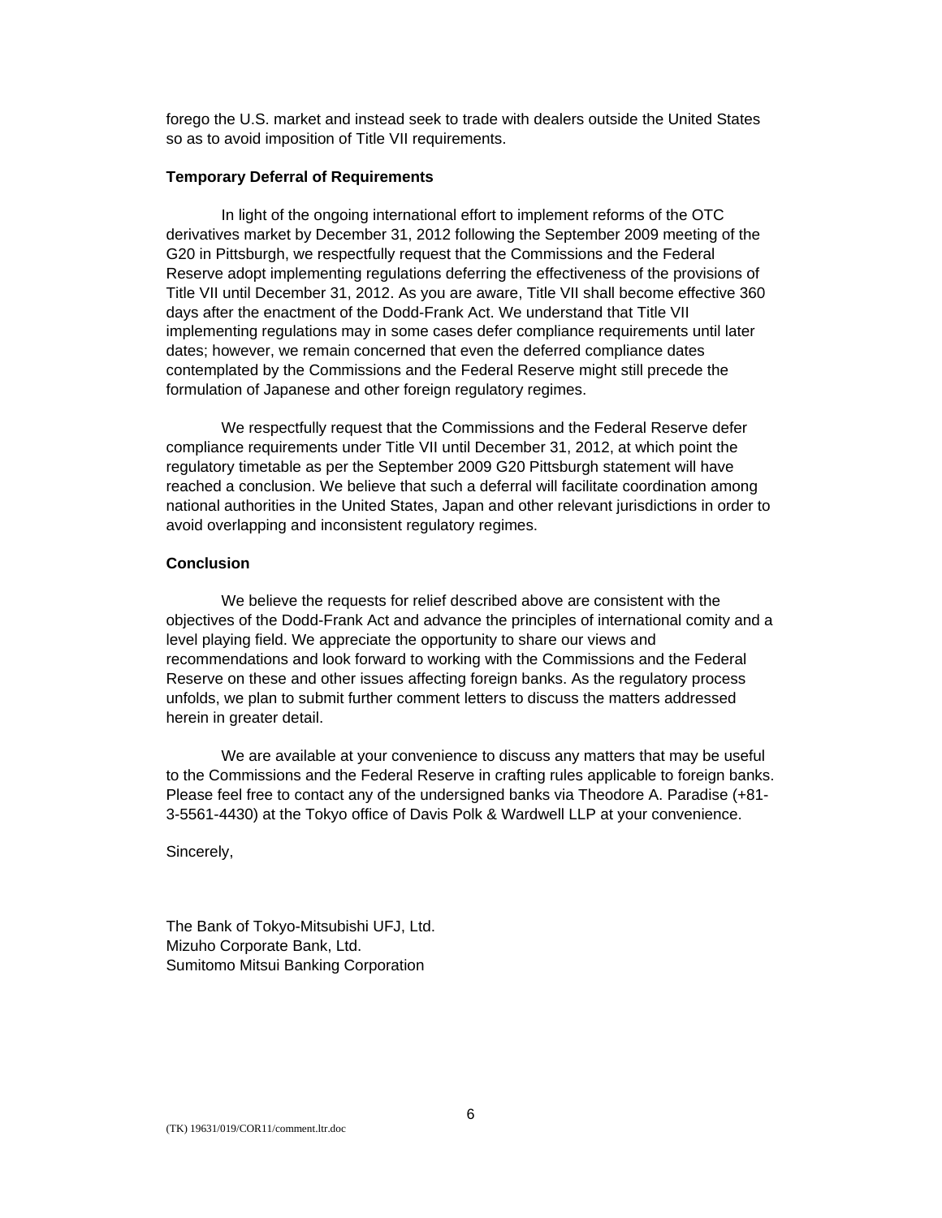forego the U.S. market and instead seek to trade with dealers outside the United States so as to avoid imposition of Title VII requirements.

**Temporary Deferral of Requirements**

In light of the ongoing international effort to implement reforms of the OTC derivatives market by December 31, 2012 following the September 2009 meeting of the G20 in Pittsburgh, we respectfully request that the Commissions and the Federal Reserve adopt implementing regulations deferring the effectiveness of the provisions of Title VII until December 31, 2012. As you are aware, Title VII shall become effective 360 days after the enactment of the Dodd-Frank Act. We understand that Title VII implementing regulations may in some cases defer compliance requirements until later dates; however, we remain concerned that even the deferred compliance dates contemplated by the Commissions and the Federal Reserve might still precede the formulation of Japanese and other foreign regulatory regimes.

We respectfully request that the Commissions and the Federal Reserve defer compliance requirements under Title VII until December 31, 2012, at which point the regulatory timetable as per the September 2009 G20 Pittsburgh statement will have reached a conclusion. We believe that such a deferral will facilitate coordination among national authorities in the United States, Japan and other relevant jurisdictions in order to avoid overlapping and inconsistent regulatory regimes.

**Conclusion**

We believe the requests for relief described above are consistent with the objectives of the Dodd-Frank Act and advance the principles of international comity and a level playing field. We appreciate the opportunity to share our views and recommendations and look forward to working with the Commissions and the Federal Reserve on these and other issues affecting foreign banks. As the regulatory process unfolds, we plan to submit further comment letters to discuss the matters addressed herein in greater detail.

We are available at your convenience to discuss any matters that may be useful to the Commissions and the Federal Reserve in crafting rules applicable to foreign banks. Please feel free to contact any of the undersigned banks via Theodore A. Paradise (+81-3-5561-4430) at the Tokyo office of Davis Polk & Wardwell LLP at your convenience.

Sincerely,

The Bank of Tokyo-Mitsubishi UFJ, Ltd.
Mizuho Corporate Bank, Ltd.
Sumitomo Mitsui Banking Corporation

(TK) 19631/019/COR11/comment.ltr.doc